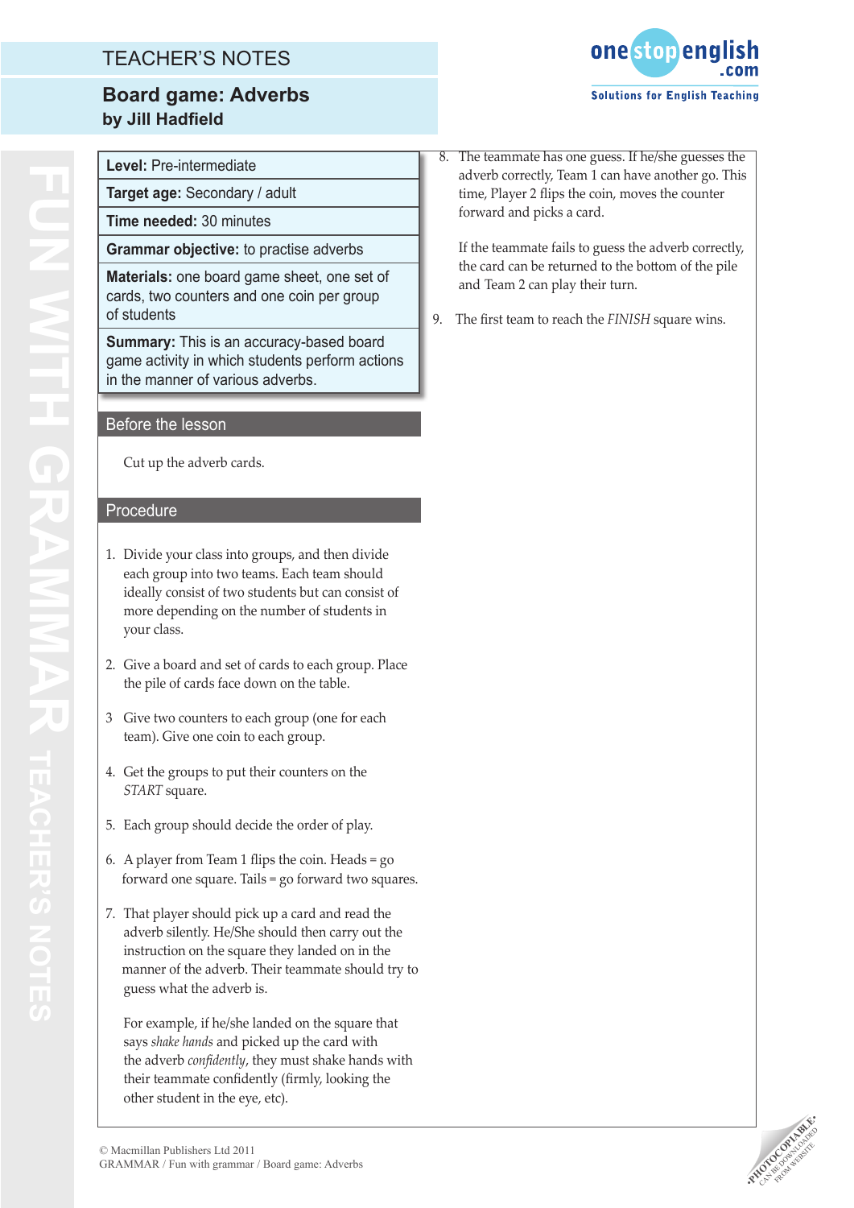# TEACHER'S NOTES

## Board game: Adverbs

**by Jill Hadfield**

| | |
|---|---|
| **Level:** Pre-intermediate | |
| **Target age:** Secondary / adult | |
| **Time needed:** 30 minutes | |
| **Grammar objective:** to practise adverbs | |
| **Materials:** one board game sheet, one set of cards, two counters and one coin per group of students | |
| **Summary:** This is an accuracy-based board game activity in which students perform actions in the manner of various adverbs. | |

### Before the lesson

Cut up the adverb cards.

### Procedure

1. Divide your class into groups, and then divide each group into two teams. Each team should ideally consist of two students but can consist of more depending on the number of students in your class.

2. Give a board and set of cards to each group. Place the pile of cards face down on the table.

3. Give two counters to each group (one for each team). Give one coin to each group.

4. Get the groups to put their counters on the *START* square.

5. Each group should decide the order of play.

6. A player from Team 1 flips the coin. Heads = go forward one square. Tails = go forward two squares.

7. That player should pick up a card and read the adverb silently. He/She should then carry out the instruction on the square they landed on in the manner of the adverb. Their teammate should try to guess what the adverb is.

   For example, if he/she landed on the square that says *shake hands* and picked up the card with the adverb *confidently*, they must shake hands with their teammate confidently (firmly, looking the other student in the eye, etc).

8. The teammate has one guess. If he/she guesses the adverb correctly, Team 1 can have another go. This time, Player 2 flips the coin, moves the counter forward and picks a card.

   If the teammate fails to guess the adverb correctly, the card can be returned to the bottom of the pile and Team 2 can play their turn.

9. The first team to reach the *FINISH* square wins.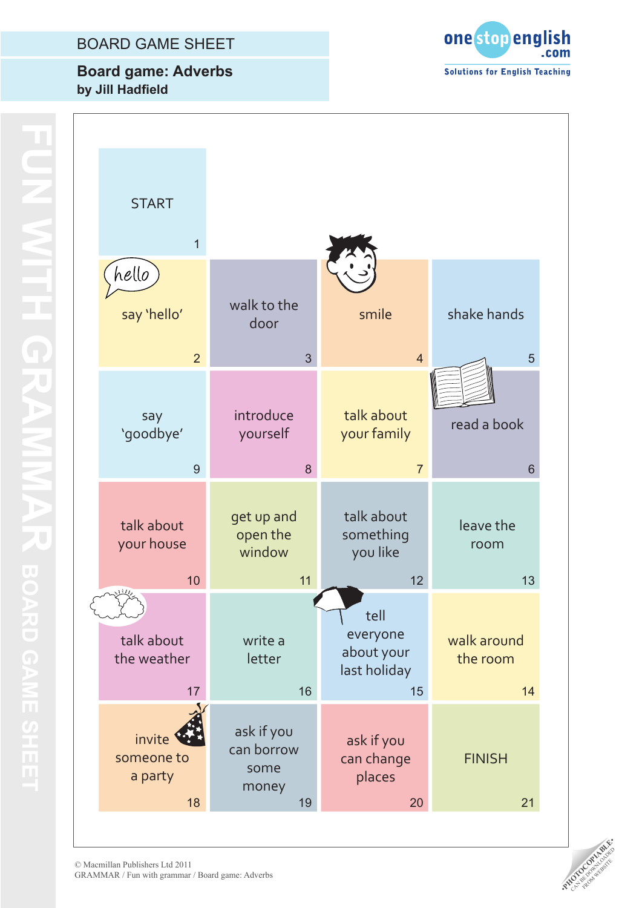BOARD GAME SHEET

**Board game: Adverbs**
**by Jill Hadfield**

| | | | |
|---|---|---|---|
| START 1 | | | |
| say 'hello' 2 | walk to the door 3 | smile 4 | shake hands 5 |
| say 'goodbye' 9 | introduce yourself 8 | talk about your family 7 | read a book 6 |
| talk about your house 10 | get up and open the window 11 | talk about something you like 12 | leave the room 13 |
| talk about the weather 17 | write a letter 16 | tell everyone about your last holiday 15 | walk around the room 14 |
| invite someone to a party 18 | ask if you can borrow some money 19 | ask if you can change places 20 | FINISH 21 |

© Macmillan Publishers Ltd 2011
GRAMMAR / Fun with grammar / Board game: Adverbs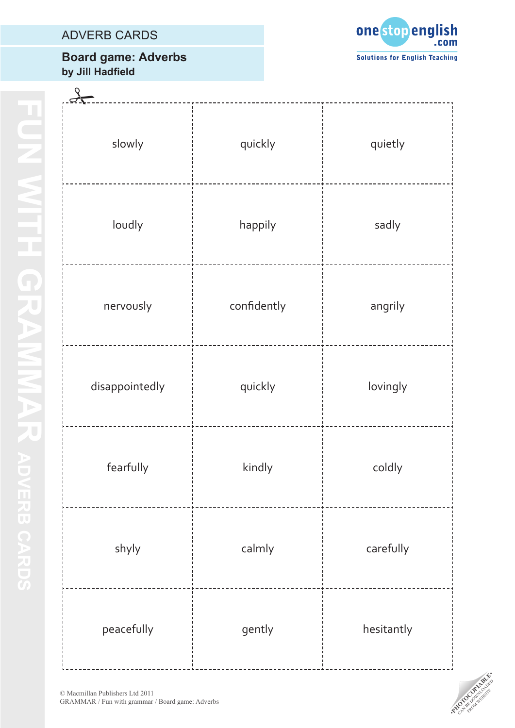ADVERB CARDS

## Board game: Adverbs

**by Jill Hadfield**

| | | |
|---|---|---|
| slowly | quickly | quietly |
| loudly | happily | sadly |
| nervously | confidently | angrily |
| disappointedly | quickly | lovingly |
| fearfully | kindly | coldly |
| shyly | calmly | carefully |
| peacefully | gently | hesitantly |

© Macmillan Publishers Ltd 2011
GRAMMAR / Fun with grammar / Board game: Adverbs